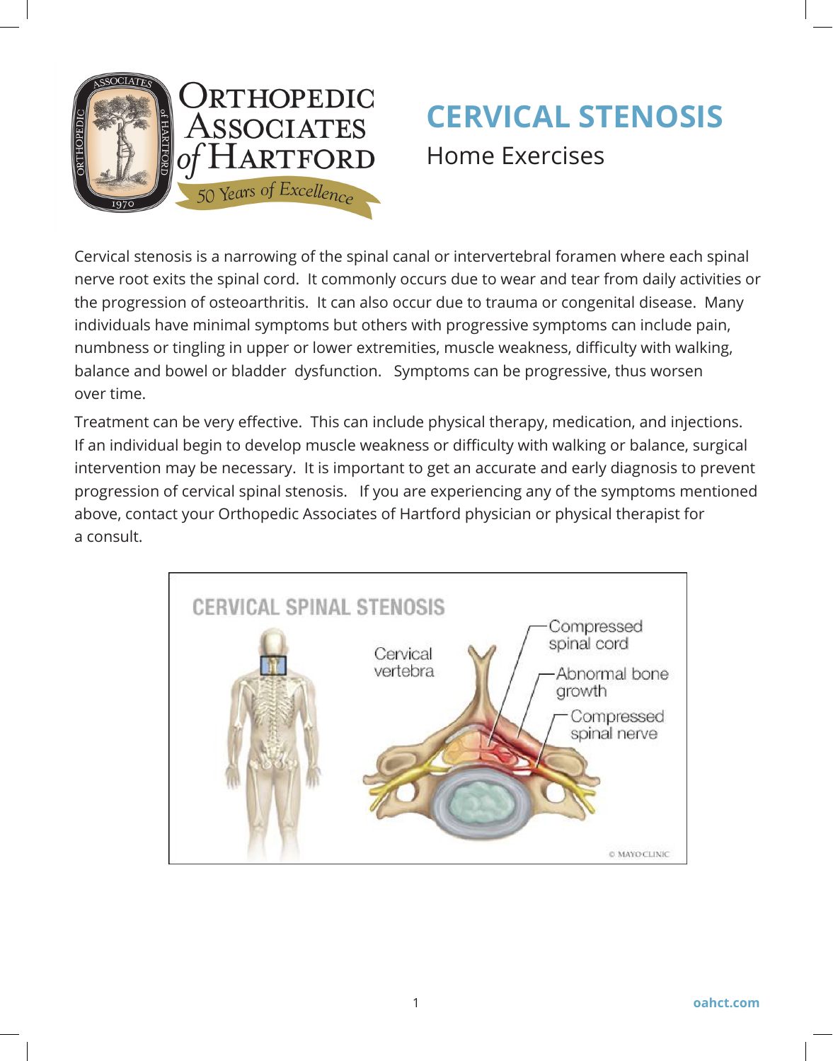# CERVICAL STENOSIS

## Home Exercises

Cervical stenosis is a narrowing of the spinal canal or intervertebral foramen where each spinal nerve root exits the spinal cord. It commonly occurs due to wear and tear from daily activities or the progression of osteoarthritis. It can also occur due to trauma or congenital disease. Many individuals have minimal symptoms but others with progressive symptoms can include pain, numbness or tingling in upper or lower extremities, muscle weakness, difficulty with walking, balance and bowel or bladder dysfunction. Symptoms can be progressive, thus worsen over time.

Treatment can be very effective. This can include physical therapy, medication, and injections. If an individual begin to develop muscle weakness or difficulty with walking or balance, surgical intervention may be necessary. It is important to get an accurate and early diagnosis to prevent progression of cervical spinal stenosis. If you are experiencing any of the symptoms mentioned above, contact your Orthopedic Associates of Hartford physician or physical therapist for a consult.

CERVICAL SPINAL STENOSIS

Cervical vertebra

Compressed spinal cord

Abnormal bone growth

Compressed spinal nerve

© MAYO CLINIC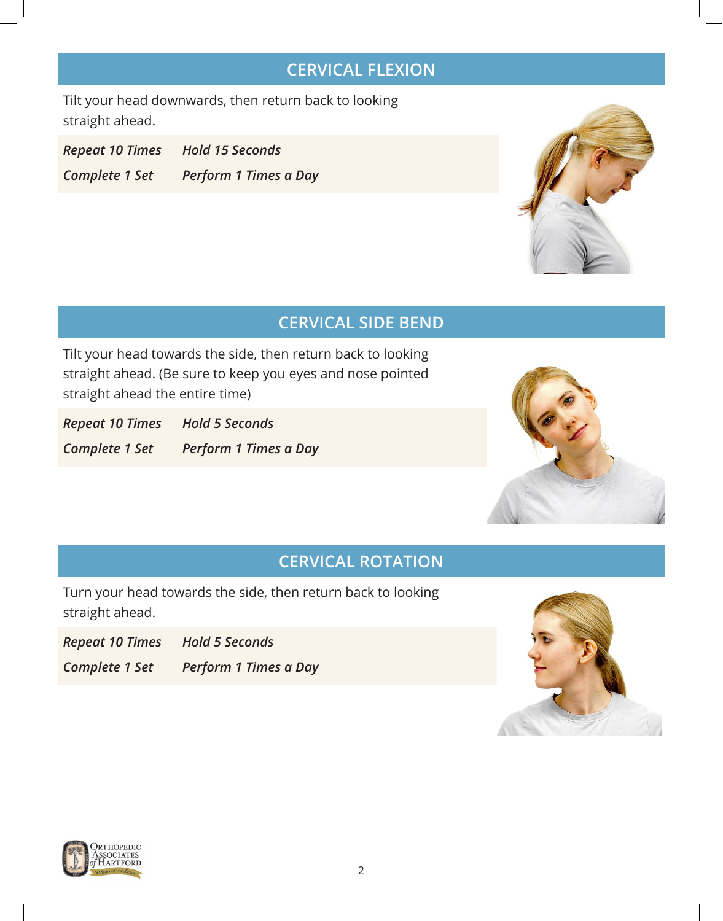## CERVICAL FLEXION

Tilt your head downwards, then return back to looking straight ahead.

| *Repeat 10 Times* | *Hold 15 Seconds* |
|---|---|
| *Complete 1 Set* | *Perform 1 Times a Day* |

## CERVICAL SIDE BEND

Tilt your head towards the side, then return back to looking straight ahead. (Be sure to keep you eyes and nose pointed straight ahead the entire time)

| *Repeat 10 Times* | *Hold 5 Seconds* |
|---|---|
| *Complete 1 Set* | *Perform 1 Times a Day* |

## CERVICAL ROTATION

Turn your head towards the side, then return back to looking straight ahead.

| *Repeat 10 Times* | *Hold 5 Seconds* |
|---|---|
| *Complete 1 Set* | *Perform 1 Times a Day* |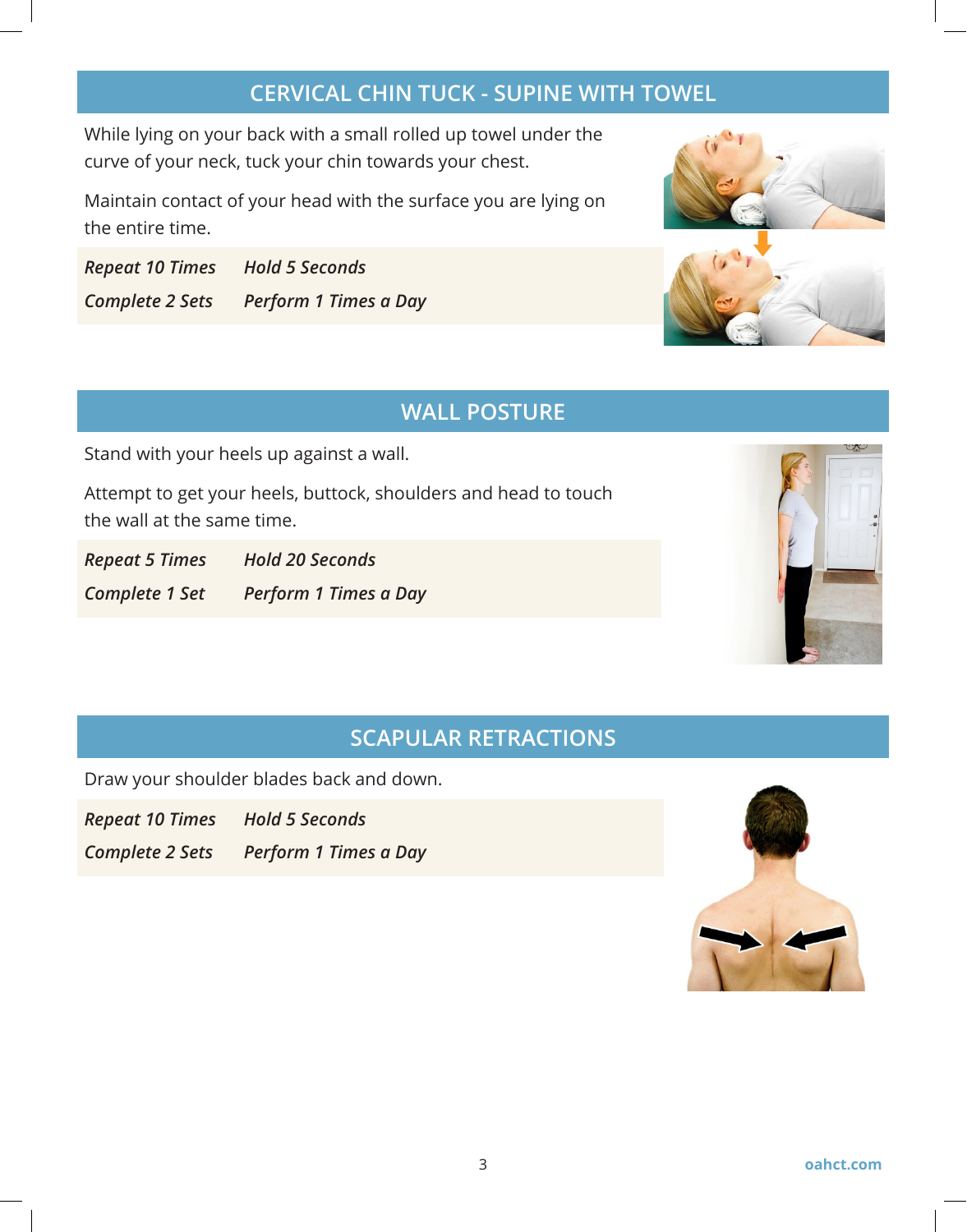## CERVICAL CHIN TUCK - SUPINE WITH TOWEL

While lying on your back with a small rolled up towel under the curve of your neck, tuck your chin towards your chest.

Maintain contact of your head with the surface you are lying on the entire time.

| | |
|---|---|
| *Repeat 10 Times* | *Hold 5 Seconds* |
| *Complete 2 Sets* | *Perform 1 Times a Day* |

## WALL POSTURE

Stand with your heels up against a wall.

Attempt to get your heels, buttock, shoulders and head to touch the wall at the same time.

| | |
|---|---|
| *Repeat 5 Times* | *Hold 20 Seconds* |
| *Complete 1 Set* | *Perform 1 Times a Day* |

## SCAPULAR RETRACTIONS

Draw your shoulder blades back and down.

| | |
|---|---|
| *Repeat 10 Times* | *Hold 5 Seconds* |
| *Complete 2 Sets* | *Perform 1 Times a Day* |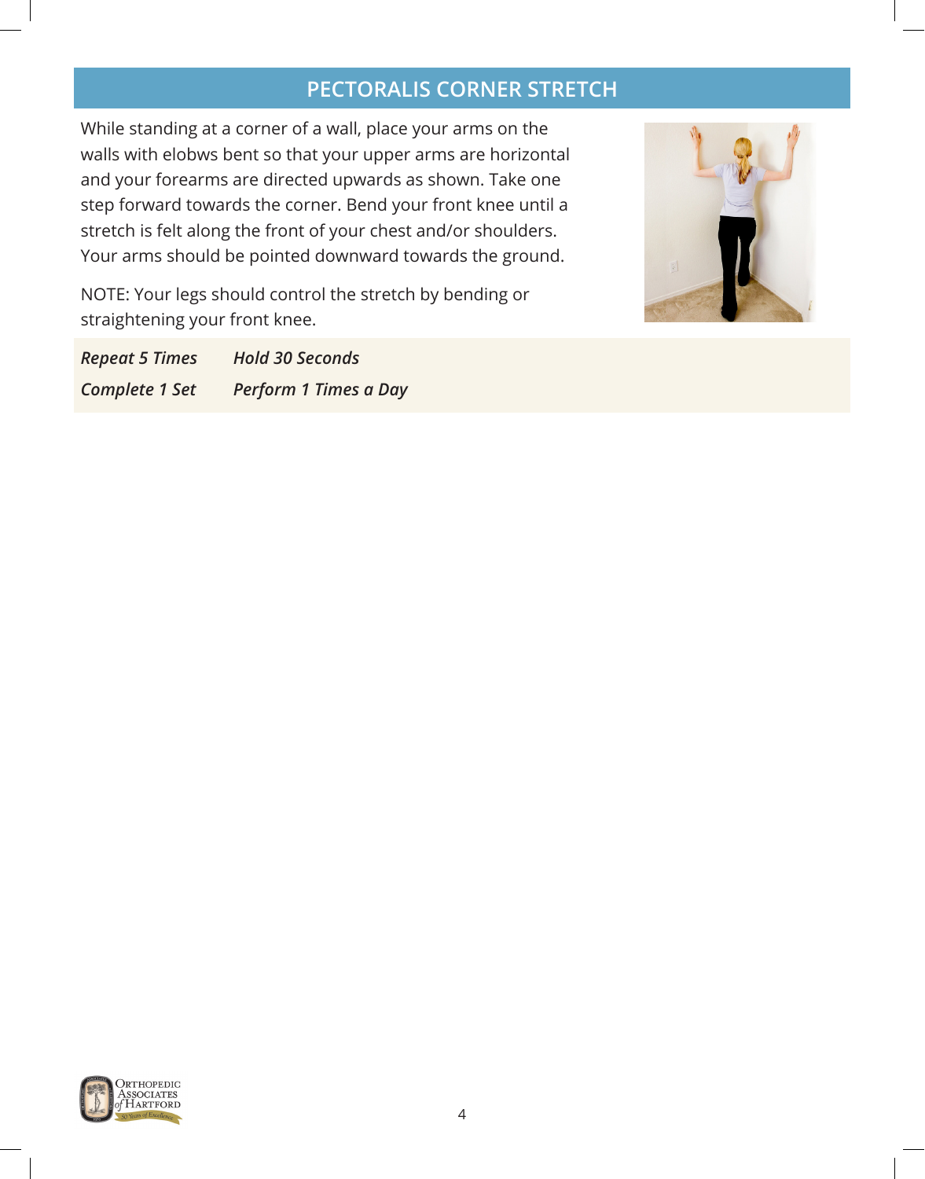## PECTORALIS CORNER STRETCH

While standing at a corner of a wall, place your arms on the walls with elobws bent so that your upper arms are horizontal and your forearms are directed upwards as shown. Take one step forward towards the corner. Bend your front knee until a stretch is felt along the front of your chest and/or shoulders. Your arms should be pointed downward towards the ground.

NOTE: Your legs should control the stretch by bending or straightening your front knee.

***Repeat 5 Times*** ***Hold 30 Seconds***

***Complete 1 Set*** ***Perform 1 Times a Day***